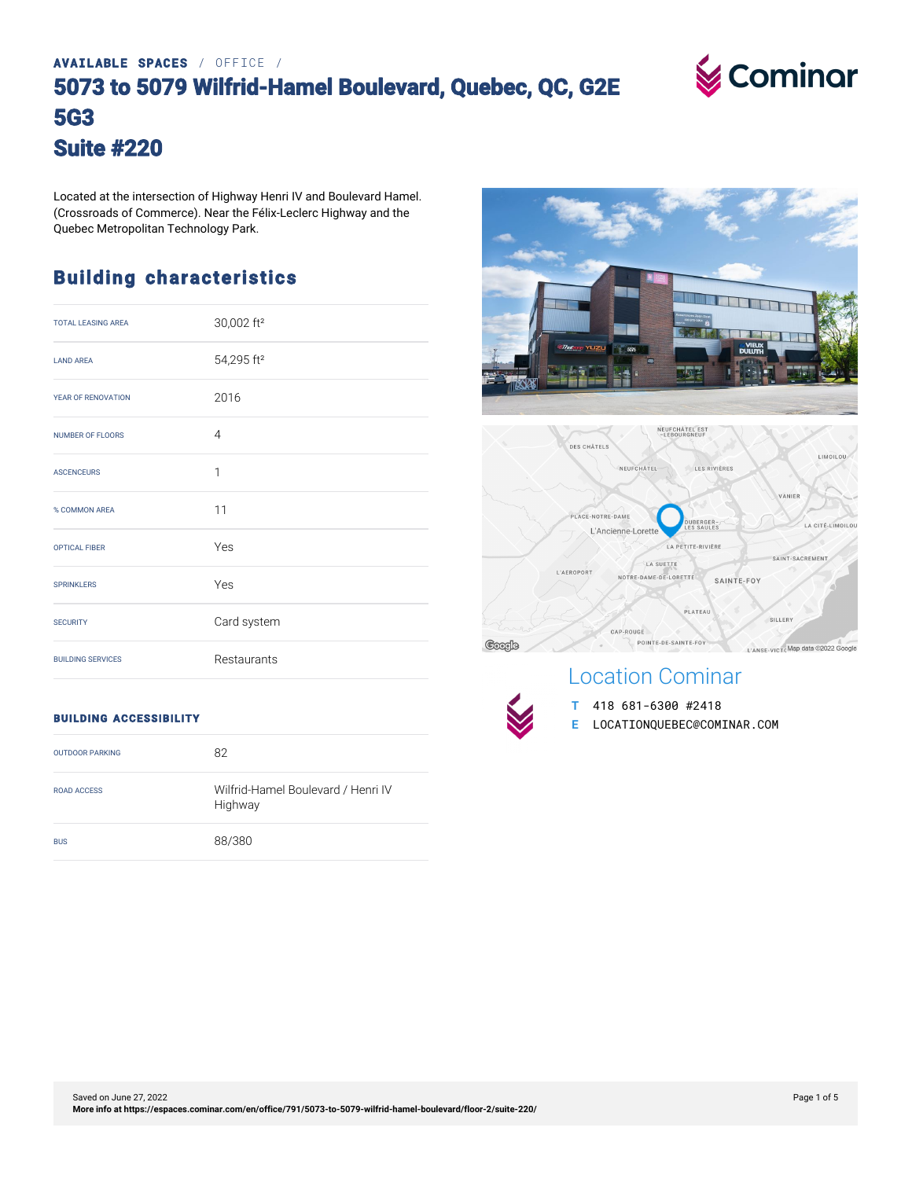AVAILABLE SPACES / OFFICE /

# 5073 to 5079 Wilfrid-Hamel Boulevard, Quebec, QC, G2E 5G3
# Suite #220

Located at the intersection of Highway Henri IV and Boulevard Hamel. (Crossroads of Commerce). Near the Félix-Leclerc Highway and the Quebec Metropolitan Technology Park.

## Building characteristics

| | |
|---|---|
| TOTAL LEASING AREA | 30,002 ft² |
| LAND AREA | 54,295 ft² |
| YEAR OF RENOVATION | 2016 |
| NUMBER OF FLOORS | 4 |
| ASCENCEURS | 1 |
| % COMMON AREA | 11 |
| OPTICAL FIBER | Yes |
| SPRINKLERS | Yes |
| SECURITY | Card system |
| BUILDING SERVICES | Restaurants |

### BUILDING ACCESSIBILITY

| | |
|---|---|
| OUTDOOR PARKING | 82 |
| ROAD ACCESS | Wilfrid-Hamel Boulevard / Henri IV Highway |
| BUS | 88/380 |

## Location Cominar

T 418 681-6300 #2418

E LOCATIONQUEBEC@COMINAR.COM

Saved on June 27, 2022

**More info at https://espaces.cominar.com/en/office/791/5073-to-5079-wilfrid-hamel-boulevard/floor-2/suite-220/**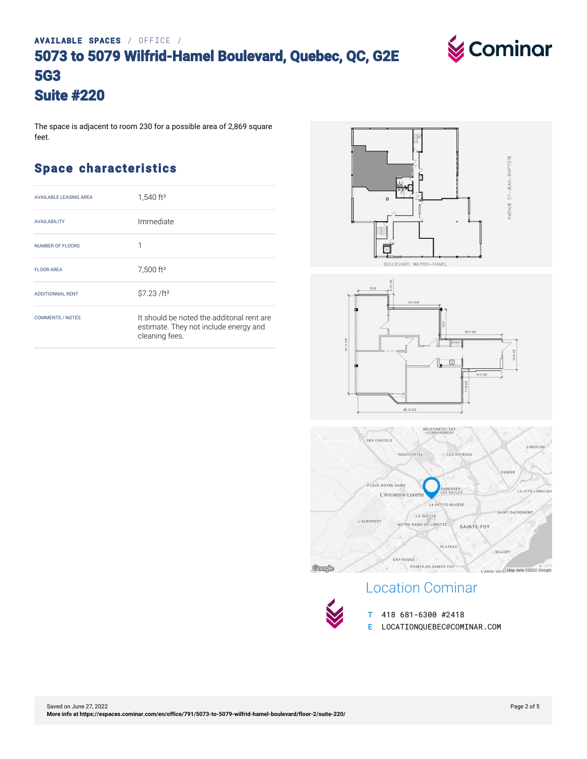AVAILABLE SPACES / OFFICE /

# 5073 to 5079 Wilfrid-Hamel Boulevard, Quebec, QC, G2E 5G3
# Suite #220

The space is adjacent to room 230 for a possible area of 2,869 square feet.

## Space characteristics

| | |
|---|---|
| AVAILABLE LEASING AREA | 1,540 ft² |
| AVAILABILITY | Immediate |
| NUMBER OF FLOORS | 1 |
| FLOOR AREA | 7,500 ft² |
| ADDITIONNAL RENT | $7.23 /ft² |
| COMMENTS / NOTES | It should be noted the additonal rent are estimate. They not include energy and cleaning fees. |

## Location Cominar

T 418 681-6300 #2418

E LOCATIONQUEBEC@COMINAR.COM

Saved on June 27, 2022

More info at https://espaces.cominar.com/en/office/791/5073-to-5079-wilfrid-hamel-boulevard/floor-2/suite-220/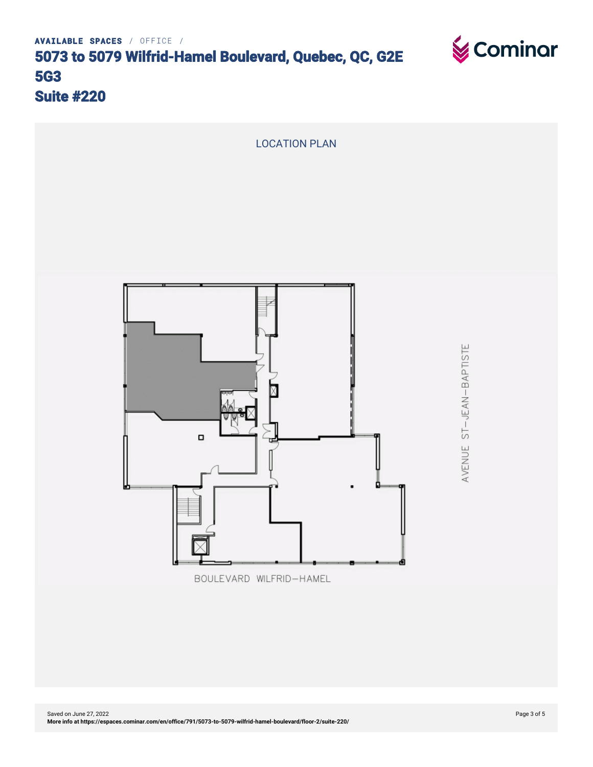**AVAILABLE SPACES** / OFFICE /

# 5073 to 5079 Wilfrid-Hamel Boulevard, Quebec, QC, G2E 5G3
# Suite #220

LOCATION PLAN

AVENUE ST-JEAN-BAPTISTE

BOULEVARD WILFRID-HAMEL

Saved on June 27, 2022
**More info at https://espaces.cominar.com/en/office/791/5073-to-5079-wilfrid-hamel-boulevard/floor-2/suite-220/**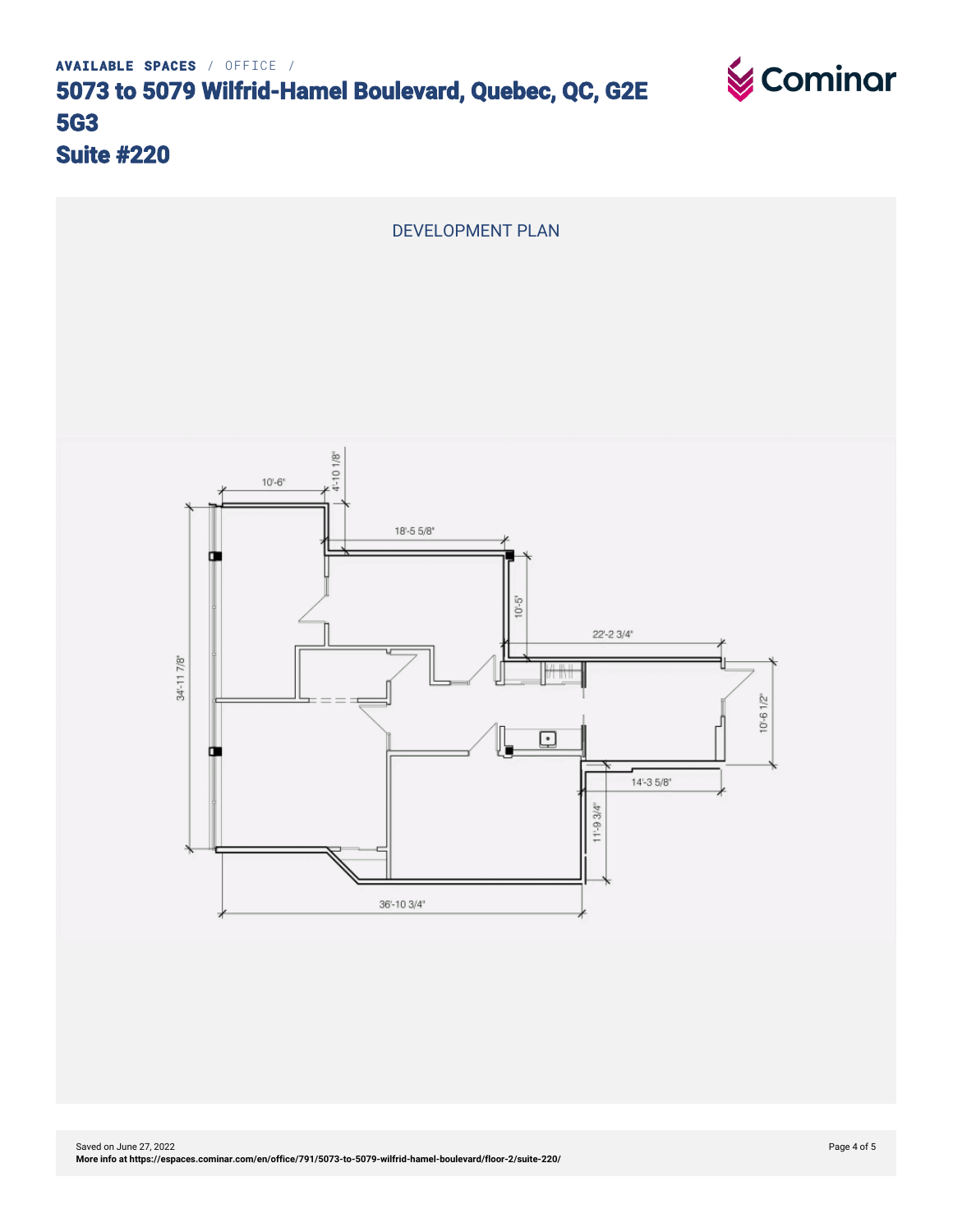AVAILABLE SPACES / OFFICE /

# 5073 to 5079 Wilfrid-Hamel Boulevard, Quebec, QC, G2E 5G3
# Suite #220

## DEVELOPMENT PLAN

10'-6"
4'-10 1/8"
18'-5 5/8"
10'-5"
22'-2 3/4"
34'-11 7/8"
10'-6 1/2"
14'-3 5/8"
11'-9 3/4"
36'-10 3/4"

Saved on June 27, 2022
**More info at https://espaces.cominar.com/en/office/791/5073-to-5079-wilfrid-hamel-boulevard/floor-2/suite-220/**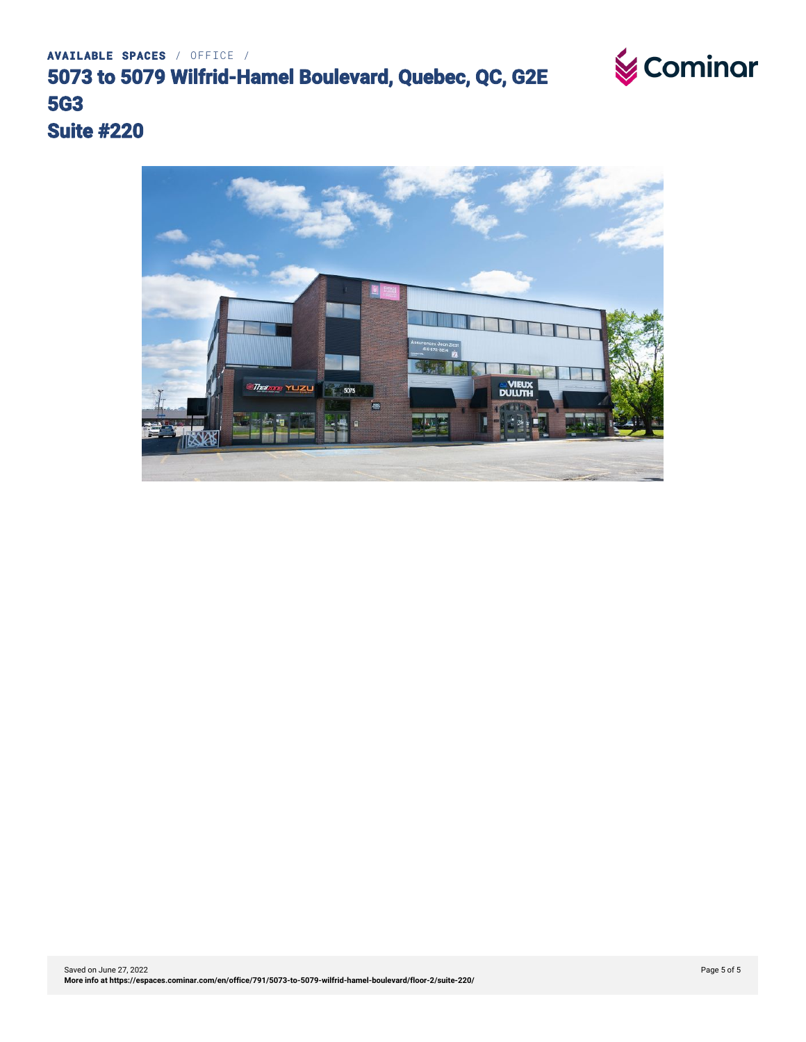AVAILABLE SPACES / OFFICE /

# 5073 to 5079 Wilfrid-Hamel Boulevard, Quebec, QC, G2E 5G3
# Suite #220

Saved on June 27, 2022
**More info at https://espaces.cominar.com/en/office/791/5073-to-5079-wilfrid-hamel-boulevard/floor-2/suite-220/**